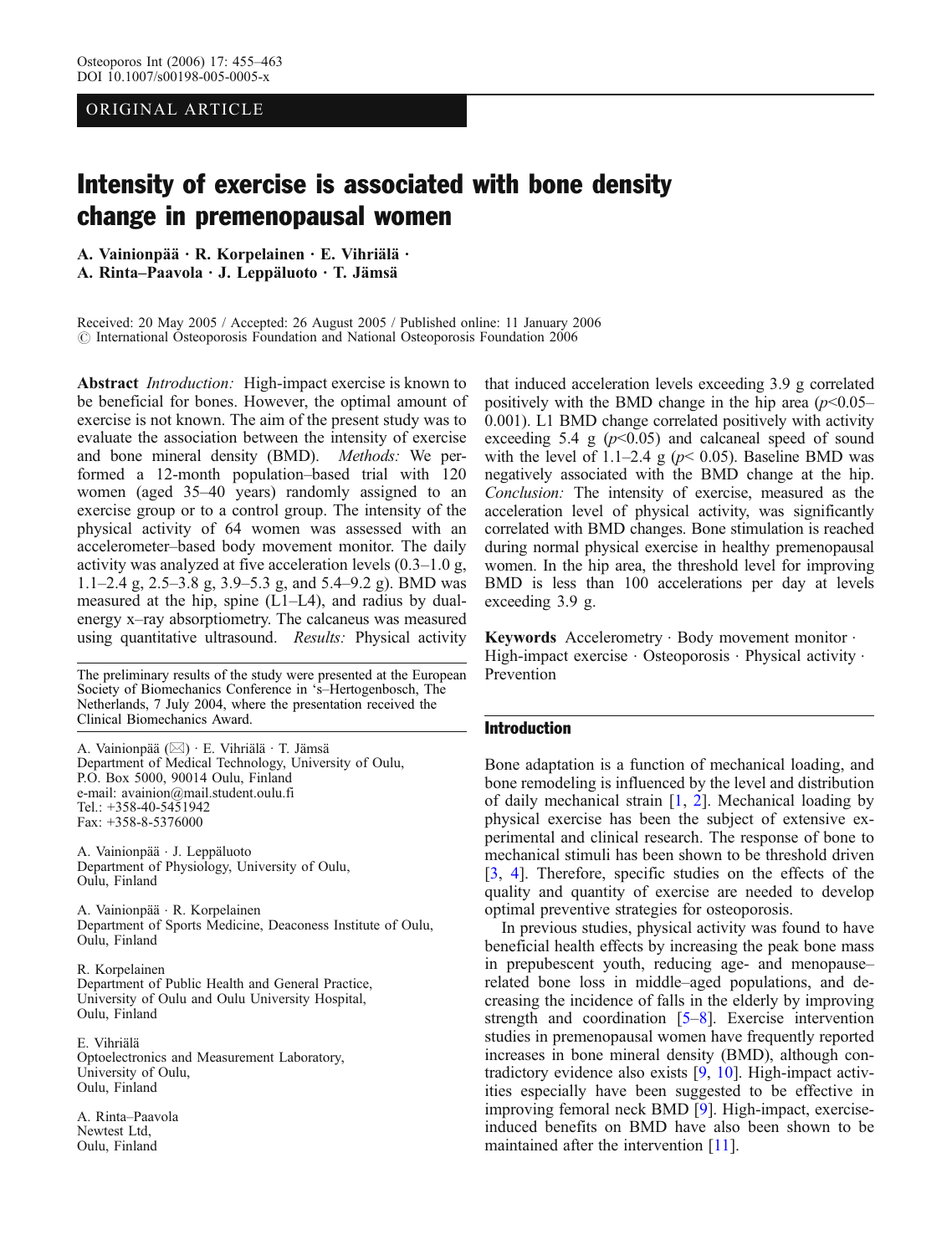ORIGINAL ARTICLE

# Intensity of exercise is associated with bone density change in premenopausal women

**A. Vainionpää · R. Korpelainen · E. Vihriälä · A. Rinta–Paavola · J. Leppäluoto · T. Jämsä**

Received: 20 May 2005 / Accepted: 26 August 2005 / Published online: 11 January 2006
© International Osteoporosis Foundation and National Osteoporosis Foundation 2006

**Abstract** *Introduction:* High-impact exercise is known to be beneficial for bones. However, the optimal amount of exercise is not known. The aim of the present study was to evaluate the association between the intensity of exercise and bone mineral density (BMD). *Methods:* We performed a 12-month population–based trial with 120 women (aged 35–40 years) randomly assigned to an exercise group or to a control group. The intensity of the physical activity of 64 women was assessed with an accelerometer–based body movement monitor. The daily activity was analyzed at five acceleration levels (0.3–1.0 g, 1.1–2.4 g, 2.5–3.8 g, 3.9–5.3 g, and 5.4–9.2 g). BMD was measured at the hip, spine (L1–L4), and radius by dual-energy x–ray absorptiometry. The calcaneus was measured using quantitative ultrasound. *Results:* Physical activity that induced acceleration levels exceeding 3.9 g correlated positively with the BMD change in the hip area ($p<0.05$–$0.001$). L1 BMD change correlated positively with activity exceeding 5.4 g ($p<0.05$) and calcaneal speed of sound with the level of 1.1–2.4 g ($p<0.05$). Baseline BMD was negatively associated with the BMD change at the hip. *Conclusion:* The intensity of exercise, measured as the acceleration level of physical activity, was significantly correlated with BMD changes. Bone stimulation is reached during normal physical exercise in healthy premenopausal women. In the hip area, the threshold level for improving BMD is less than 100 accelerations per day at levels exceeding 3.9 g.

**Keywords** Accelerometry · Body movement monitor · High-impact exercise · Osteoporosis · Physical activity · Prevention

The preliminary results of the study were presented at the European Society of Biomechanics Conference in 's–Hertogenbosch, The Netherlands, 7 July 2004, where the presentation received the Clinical Biomechanics Award.

A. Vainionpää (✉) · E. Vihriälä · T. Jämsä
Department of Medical Technology, University of Oulu, P.O. Box 5000, 90014 Oulu, Finland
e-mail: avainion@mail.student.oulu.fi
Tel.: +358-40-5451942
Fax: +358-8-5376000

A. Vainionpää · J. Leppäluoto
Department of Physiology, University of Oulu, Oulu, Finland

A. Vainionpää · R. Korpelainen
Department of Sports Medicine, Deaconess Institute of Oulu, Oulu, Finland

R. Korpelainen
Department of Public Health and General Practice, University of Oulu and Oulu University Hospital, Oulu, Finland

E. Vihriälä
Optoelectronics and Measurement Laboratory, University of Oulu, Oulu, Finland

A. Rinta–Paavola
Newtest Ltd, Oulu, Finland

## Introduction

Bone adaptation is a function of mechanical loading, and bone remodeling is influenced by the level and distribution of daily mechanical strain [1, 2]. Mechanical loading by physical exercise has been the subject of extensive experimental and clinical research. The response of bone to mechanical stimuli has been shown to be threshold driven [3, 4]. Therefore, specific studies on the effects of the quality and quantity of exercise are needed to develop optimal preventive strategies for osteoporosis.

In previous studies, physical activity was found to have beneficial health effects by increasing the peak bone mass in prepubescent youth, reducing age- and menopause–related bone loss in middle–aged populations, and decreasing the incidence of falls in the elderly by improving strength and coordination [5–8]. Exercise intervention studies in premenopausal women have frequently reported increases in bone mineral density (BMD), although contradictory evidence also exists [9, 10]. High-impact activities especially have been suggested to be effective in improving femoral neck BMD [9]. High-impact, exercise-induced benefits on BMD have also been shown to be maintained after the intervention [11].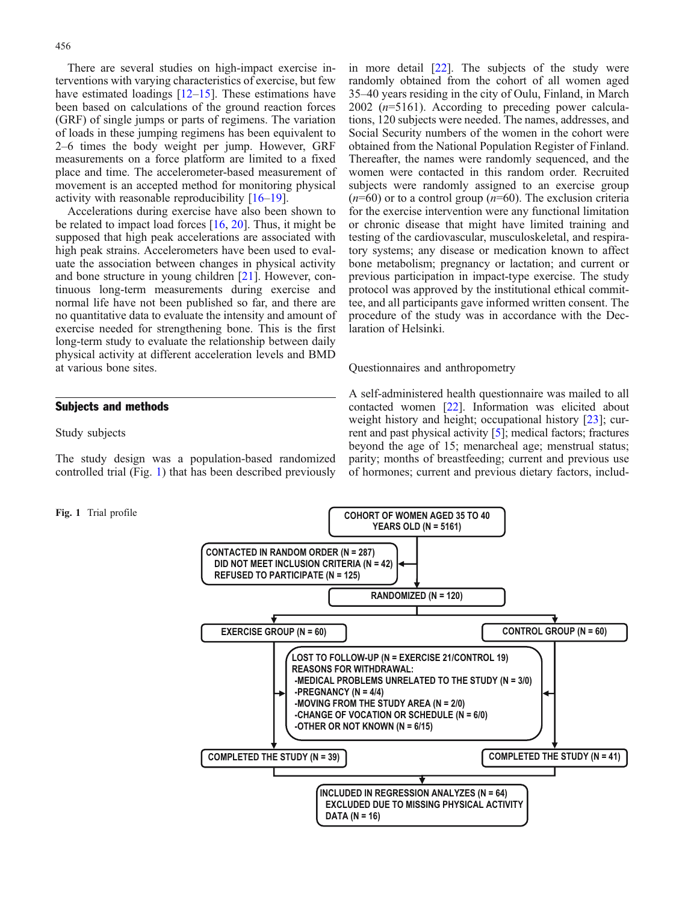There are several studies on high-impact exercise interventions with varying characteristics of exercise, but few have estimated loadings [12–15]. These estimations have been based on calculations of the ground reaction forces (GRF) of single jumps or parts of regimens. The variation of loads in these jumping regimens has been equivalent to 2–6 times the body weight per jump. However, GRF measurements on a force platform are limited to a fixed place and time. The accelerometer-based measurement of movement is an accepted method for monitoring physical activity with reasonable reproducibility [16–19].

Accelerations during exercise have also been shown to be related to impact load forces [16, 20]. Thus, it might be supposed that high peak accelerations are associated with high peak strains. Accelerometers have been used to evaluate the association between changes in physical activity and bone structure in young children [21]. However, continuous long-term measurements during exercise and normal life have not been published so far, and there are no quantitative data to evaluate the intensity and amount of exercise needed for strengthening bone. This is the first long-term study to evaluate the relationship between daily physical activity at different acceleration levels and BMD at various bone sites.

## Subjects and methods

### Study subjects

The study design was a population-based randomized controlled trial (Fig. 1) that has been described previously in more detail [22]. The subjects of the study were randomly obtained from the cohort of all women aged 35–40 years residing in the city of Oulu, Finland, in March 2002 (*n*=5161). According to preceding power calculations, 120 subjects were needed. The names, addresses, and Social Security numbers of the women in the cohort were obtained from the National Population Register of Finland. Thereafter, the names were randomly sequenced, and the women were contacted in this random order. Recruited subjects were randomly assigned to an exercise group (*n*=60) or to a control group (*n*=60). The exclusion criteria for the exercise intervention were any functional limitation or chronic disease that might have limited training and testing of the cardiovascular, musculoskeletal, and respiratory systems; any disease or medication known to affect bone metabolism; pregnancy or lactation; and current or previous participation in impact-type exercise. The study protocol was approved by the institutional ethical committee, and all participants gave informed written consent. The procedure of the study was in accordance with the Declaration of Helsinki.

### Questionnaires and anthropometry

A self-administered health questionnaire was mailed to all contacted women [22]. Information was elicited about weight history and height; occupational history [23]; current and past physical activity [5]; medical factors; fractures beyond the age of 15; menarcheal age; menstrual status; parity; months of breastfeeding; current and previous use of hormones; current and previous dietary factors, includ-

COHORT OF WOMEN AGED 35 TO 40 YEARS OLD (N = 5161)

CONTACTED IN RANDOM ORDER (N = 287)
DID NOT MEET INCLUSION CRITERIA (N = 42)
REFUSED TO PARTICIPATE (N = 125)

RANDOMIZED (N = 120)

EXERCISE GROUP (N = 60)

CONTROL GROUP (N = 60)

LOST TO FOLLOW-UP (N = EXERCISE 21/CONTROL 19)
REASONS FOR WITHDRAWAL:
-MEDICAL PROBLEMS UNRELATED TO THE STUDY (N = 3/0)
-PREGNANCY (N = 4/4)
-MOVING FROM THE STUDY AREA (N = 2/0)
-CHANGE OF VOCATION OR SCHEDULE (N = 6/0)
-OTHER OR NOT KNOWN (N = 6/15)

COMPLETED THE STUDY (N = 39)

COMPLETED THE STUDY (N = 41)

INCLUDED IN REGRESSION ANALYZES (N = 64)
EXCLUDED DUE TO MISSING PHYSICAL ACTIVITY DATA (N = 16)

**Fig. 1** Trial profile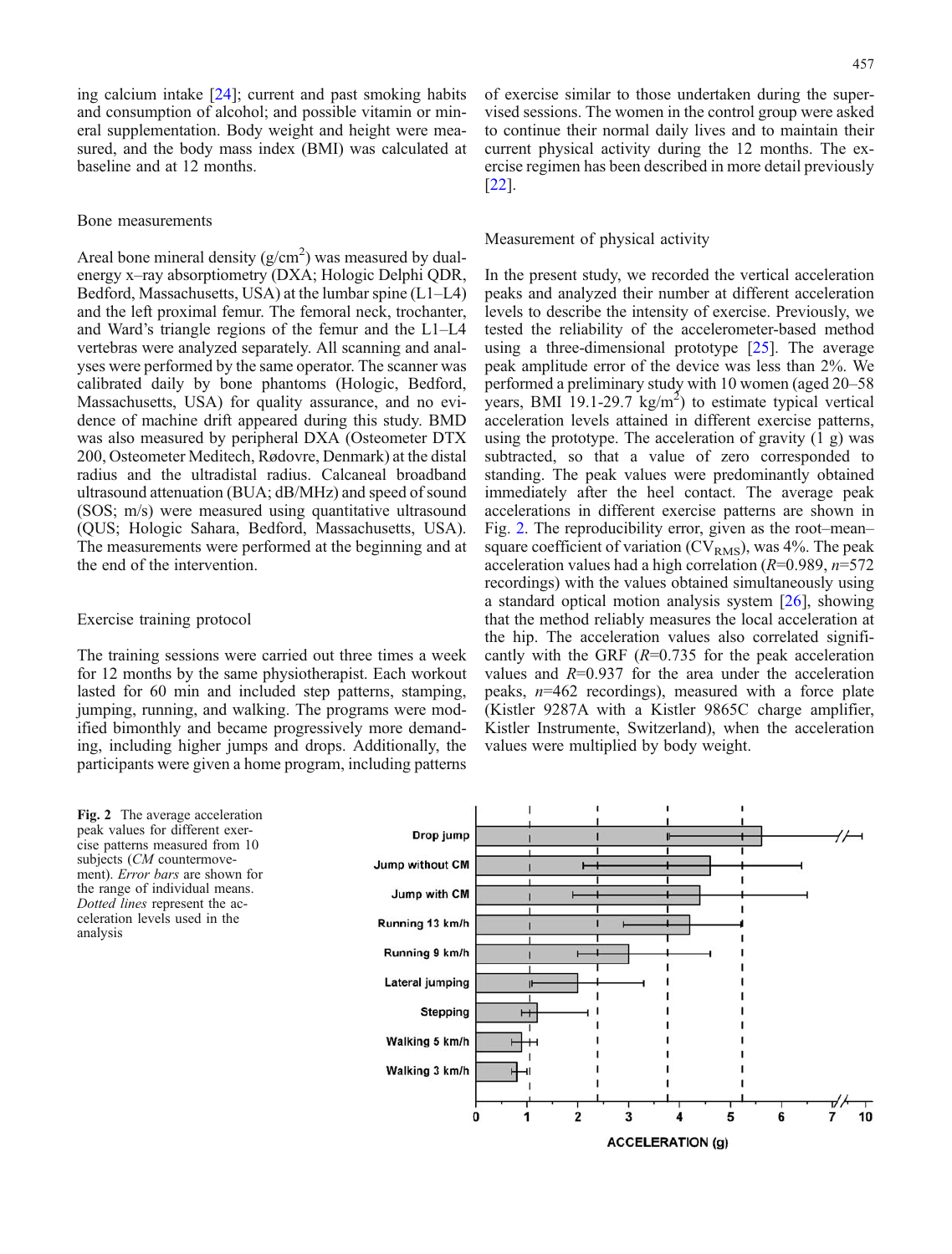ing calcium intake [24]; current and past smoking habits and consumption of alcohol; and possible vitamin or mineral supplementation. Body weight and height were measured, and the body mass index (BMI) was calculated at baseline and at 12 months.

## Bone measurements

Areal bone mineral density (g/cm$^2$) was measured by dual-energy x–ray absorptiometry (DXA; Hologic Delphi QDR, Bedford, Massachusetts, USA) at the lumbar spine (L1–L4) and the left proximal femur. The femoral neck, trochanter, and Ward's triangle regions of the femur and the L1–L4 vertebras were analyzed separately. All scanning and analyses were performed by the same operator. The scanner was calibrated daily by bone phantoms (Hologic, Bedford, Massachusetts, USA) for quality assurance, and no evidence of machine drift appeared during this study. BMD was also measured by peripheral DXA (Osteometer DTX 200, Osteometer Meditech, Rødovre, Denmark) at the distal radius and the ultradistal radius. Calcaneal broadband ultrasound attenuation (BUA; dB/MHz) and speed of sound (SOS; m/s) were measured using quantitative ultrasound (QUS; Hologic Sahara, Bedford, Massachusetts, USA). The measurements were performed at the beginning and at the end of the intervention.

## Exercise training protocol

The training sessions were carried out three times a week for 12 months by the same physiotherapist. Each workout lasted for 60 min and included step patterns, stamping, jumping, running, and walking. The programs were modified bimonthly and became progressively more demanding, including higher jumps and drops. Additionally, the participants were given a home program, including patterns of exercise similar to those undertaken during the supervised sessions. The women in the control group were asked to continue their normal daily lives and to maintain their current physical activity during the 12 months. The exercise regimen has been described in more detail previously [22].

## Measurement of physical activity

In the present study, we recorded the vertical acceleration peaks and analyzed their number at different acceleration levels to describe the intensity of exercise. Previously, we tested the reliability of the accelerometer-based method using a three-dimensional prototype [25]. The average peak amplitude error of the device was less than 2%. We performed a preliminary study with 10 women (aged 20–58 years, BMI 19.1-29.7 kg/m$^2$) to estimate typical vertical acceleration levels attained in different exercise patterns, using the prototype. The acceleration of gravity (1 g) was subtracted, so that a value of zero corresponded to standing. The peak values were predominantly obtained immediately after the heel contact. The average peak accelerations in different exercise patterns are shown in Fig. 2. The reproducibility error, given as the root–mean–square coefficient of variation ($CV_{RMS}$), was 4%. The peak acceleration values had a high correlation ($R$=0.989, $n$=572 recordings) with the values obtained simultaneously using a standard optical motion analysis system [26], showing that the method reliably measures the local acceleration at the hip. The acceleration values also correlated significantly with the GRF ($R$=0.735 for the peak acceleration values and $R$=0.937 for the area under the acceleration peaks, $n$=462 recordings), measured with a force plate (Kistler 9287A with a Kistler 9865C charge amplifier, Kistler Instrumente, Switzerland), when the acceleration values were multiplied by body weight.

Drop jump
Jump without CM
Jump with CM
Running 13 km/h
Running 9 km/h
Lateral jumping
Stepping
Walking 5 km/h
Walking 3 km/h

0 1 2 3 4 5 6 7 10

ACCELERATION (g)

**Fig. 2** The average acceleration peak values for different exercise patterns measured from 10 subjects (*CM* countermovement). *Error bars* are shown for the range of individual means. *Dotted lines* represent the acceleration levels used in the analysis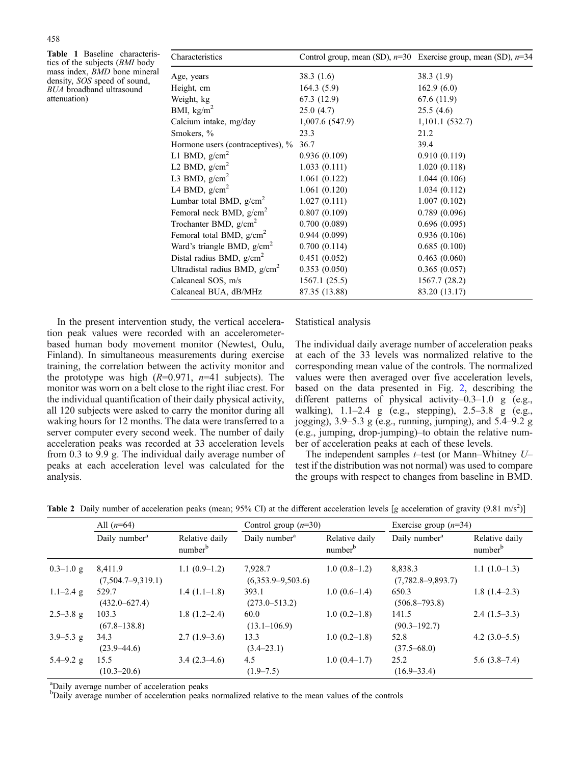**Table 1** Baseline characteristics of the subjects (*BMI* body mass index, *BMD* bone mineral density, *SOS* speed of sound, *BUA* broadband ultrasound attenuation)

| Characteristics | Control group, mean (SD), $n$=30 | Exercise group, mean (SD), $n$=34 |
|---|---|---|
| Age, years | 38.3 (1.6) | 38.3 (1.9) |
| Height, cm | 164.3 (5.9) | 162.9 (6.0) |
| Weight, kg | 67.3 (12.9) | 67.6 (11.9) |
| BMI, kg/m$^2$ | 25.0 (4.7) | 25.5 (4.6) |
| Calcium intake, mg/day | 1,007.6 (547.9) | 1,101.1 (532.7) |
| Smokers, % | 23.3 | 21.2 |
| Hormone users (contraceptives), % | 36.7 | 39.4 |
| L1 BMD, g/cm$^2$ | 0.936 (0.109) | 0.910 (0.119) |
| L2 BMD, g/cm$^2$ | 1.033 (0.111) | 1.020 (0.118) |
| L3 BMD, g/cm$^2$ | 1.061 (0.122) | 1.044 (0.106) |
| L4 BMD, g/cm$^2$ | 1.061 (0.120) | 1.034 (0.112) |
| Lumbar total BMD, g/cm$^2$ | 1.027 (0.111) | 1.007 (0.102) |
| Femoral neck BMD, g/cm$^2$ | 0.807 (0.109) | 0.789 (0.096) |
| Trochanter BMD, g/cm$^2$ | 0.700 (0.089) | 0.696 (0.095) |
| Femoral total BMD, g/cm$^2$ | 0.944 (0.099) | 0.936 (0.106) |
| Ward's triangle BMD, g/cm$^2$ | 0.700 (0.114) | 0.685 (0.100) |
| Distal radius BMD, g/cm$^2$ | 0.451 (0.052) | 0.463 (0.060) |
| Ultradistal radius BMD, g/cm$^2$ | 0.353 (0.050) | 0.365 (0.057) |
| Calcaneal SOS, m/s | 1567.1 (25.5) | 1567.7 (28.2) |
| Calcaneal BUA, dB/MHz | 87.35 (13.88) | 83.20 (13.17) |

In the present intervention study, the vertical acceleration peak values were recorded with an accelerometer-based human body movement monitor (Newtest, Oulu, Finland). In simultaneous measurements during exercise training, the correlation between the activity monitor and the prototype was high ($R$=0.971, $n$=41 subjects). The monitor was worn on a belt close to the right iliac crest. For the individual quantification of their daily physical activity, all 120 subjects were asked to carry the monitor during all waking hours for 12 months. The data were transferred to a server computer every second week. The number of daily acceleration peaks was recorded at 33 acceleration levels from 0.3 to 9.9 g. The individual daily average number of peaks at each acceleration level was calculated for the analysis.

### Statistical analysis

The individual daily average number of acceleration peaks at each of the 33 levels was normalized relative to the corresponding mean value of the controls. The normalized values were then averaged over five acceleration levels, based on the data presented in Fig. 2, describing the different patterns of physical activity–0.3–1.0 g (e.g., walking), 1.1–2.4 g (e.g., stepping), 2.5–3.8 g (e.g., jogging), 3.9–5.3 g (e.g., running, jumping), and 5.4–9.2 g (e.g., jumping, drop-jumping)–to obtain the relative number of acceleration peaks at each of these levels.

The independent samples $t$–test (or Mann–Whitney $U$–test if the distribution was not normal) was used to compare the groups with respect to changes from baseline in BMD.

**Table 2** Daily number of acceleration peaks (mean; 95% CI) at the different acceleration levels [$g$ acceleration of gravity (9.81 m/s$^2$)]

| | All ($n$=64) | | Control group ($n$=30) | | Exercise group ($n$=34) | |
|---|---|---|---|---|---|---|
| | Daily number[a] | Relative daily number[b] | Daily number[a] | Relative daily number[b] | Daily number[a] | Relative daily number[b] |
| 0.3–1.0 g | 8,411.9 (7,504.7–9,319.1) | 1.1 (0.9–1.2) | 7,928.7 (6,353.9–9,503.6) | 1.0 (0.8–1.2) | 8,838.3 (7,782.8–9,893.7) | 1.1 (1.0–1.3) |
| 1.1–2.4 g | 529.7 (432.0–627.4) | 1.4 (1.1–1.8) | 393.1 (273.0–513.2) | 1.0 (0.6–1.4) | 650.3 (506.8–793.8) | 1.8 (1.4–2.3) |
| 2.5–3.8 g | 103.3 (67.8–138.8) | 1.8 (1.2–2.4) | 60.0 (13.1–106.9) | 1.0 (0.2–1.8) | 141.5 (90.3–192.7) | 2.4 (1.5–3.3) |
| 3.9–5.3 g | 34.3 (23.9–44.6) | 2.7 (1.9–3.6) | 13.3 (3.4–23.1) | 1.0 (0.2–1.8) | 52.8 (37.5–68.0) | 4.2 (3.0–5.5) |
| 5.4–9.2 g | 15.5 (10.3–20.6) | 3.4 (2.3–4.6) | 4.5 (1.9–7.5) | 1.0 (0.4–1.7) | 25.2 (16.9–33.4) | 5.6 (3.8–7.4) |

[a]Daily average number of acceleration peaks

[b]Daily average number of acceleration peaks normalized relative to the mean values of the controls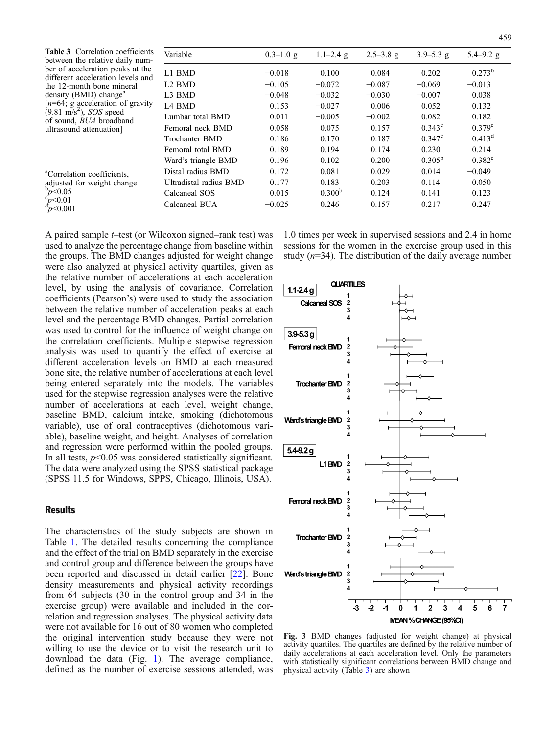**Table 3** Correlation coefficients between the relative daily number of acceleration peaks at the different acceleration levels and the 12-month bone mineral density (BMD) change[a] [$n$=64; $g$ acceleration of gravity ($9.81\ m/s^2$), *SOS* speed of sound, *BUA* broadband ultrasound attenuation]

| Variable | 0.3–1.0 g | 1.1–2.4 g | 2.5–3.8 g | 3.9–5.3 g | 5.4–9.2 g |
|---|---|---|---|---|---|
| L1 BMD | −0.018 | 0.100 | 0.084 | 0.202 | 0.273[b] |
| L2 BMD | −0.105 | −0.072 | −0.087 | −0.069 | −0.013 |
| L3 BMD | −0.048 | −0.032 | −0.030 | −0.007 | 0.038 |
| L4 BMD | 0.153 | −0.027 | 0.006 | 0.052 | 0.132 |
| Lumbar total BMD | 0.011 | −0.005 | −0.002 | 0.082 | 0.182 |
| Femoral neck BMD | 0.058 | 0.075 | 0.157 | 0.343[c] | 0.379[c] |
| Trochanter BMD | 0.186 | 0.170 | 0.187 | 0.347[c] | 0.413[d] |
| Femoral total BMD | 0.189 | 0.194 | 0.174 | 0.230 | 0.214 |
| Ward's triangle BMD | 0.196 | 0.102 | 0.200 | 0.305[b] | 0.382[c] |
| Distal radius BMD | 0.172 | 0.081 | 0.029 | 0.014 | −0.049 |
| Ultradistal radius BMD | 0.177 | 0.183 | 0.203 | 0.114 | 0.050 |
| Calcaneal SOS | 0.015 | 0.300[b] | 0.124 | 0.141 | 0.123 |
| Calcaneal BUA | −0.025 | 0.246 | 0.157 | 0.217 | 0.247 |

[a]Correlation coefficients, adjusted for weight change
[b]$p<0.05$
[c]$p<0.01$
[d]$p<0.001$

A paired sample *t*–test (or Wilcoxon signed–rank test) was used to analyze the percentage change from baseline within the groups. The BMD changes adjusted for weight change were also analyzed at physical activity quartiles, given as the relative number of accelerations at each acceleration level, by using the analysis of covariance. Correlation coefficients (Pearson's) were used to study the association between the relative number of acceleration peaks at each level and the percentage BMD changes. Partial correlation was used to control for the influence of weight change on the correlation coefficients. Multiple stepwise regression analysis was used to quantify the effect of exercise at different acceleration levels on BMD at each measured bone site, the relative number of accelerations at each level being entered separately into the models. The variables used for the stepwise regression analyses were the relative number of accelerations at each level, weight change, baseline BMD, calcium intake, smoking (dichotomous variable), use of oral contraceptives (dichotomous variable), baseline weight, and height. Analyses of correlation and regression were performed within the pooled groups. In all tests, $p<0.05$ was considered statistically significant. The data were analyzed using the SPSS statistical package (SPSS 11.5 for Windows, SPPS, Chicago, Illinois, USA).

## Results

The characteristics of the study subjects are shown in Table 1. The detailed results concerning the compliance and the effect of the trial on BMD separately in the exercise and control group and difference between the groups have been reported and discussed in detail earlier [22]. Bone density measurements and physical activity recordings from 64 subjects (30 in the control group and 34 in the exercise group) were available and included in the correlation and regression analyses. The physical activity data were not available for 16 out of 80 women who completed the original intervention study because they were not willing to use the device or to visit the research unit to download the data (Fig. 1). The average compliance, defined as the number of exercise sessions attended, was 1.0 times per week in supervised sessions and 2.4 in home sessions for the women in the exercise group used in this study ($n$=34). The distribution of the daily average number

QUARTILES
1.1-2.4 g
Calcaneal SOS 1 2 3 4
3.9-5.3 g
Femoral neck BMD 1 2 3 4
Trochanter BMD 1 2 3 4
Ward's triangle BMD 1 2 3 4
5.4-9.2 g
L1 BMD 1 2 3 4
Femoral neck BMD 1 2 3 4
Trochanter BMD 1 2 3 4
Ward's triangle BMD 1 2 3 4
-3 -2 -1 0 1 2 3 4 5 6 7
MEAN % CHANGE (95%CI)

**Fig. 3** BMD changes (adjusted for weight change) at physical activity quartiles. The quartiles are defined by the relative number of daily accelerations at each acceleration level. Only the parameters with statistically significant correlations between BMD change and physical activity (Table 3) are shown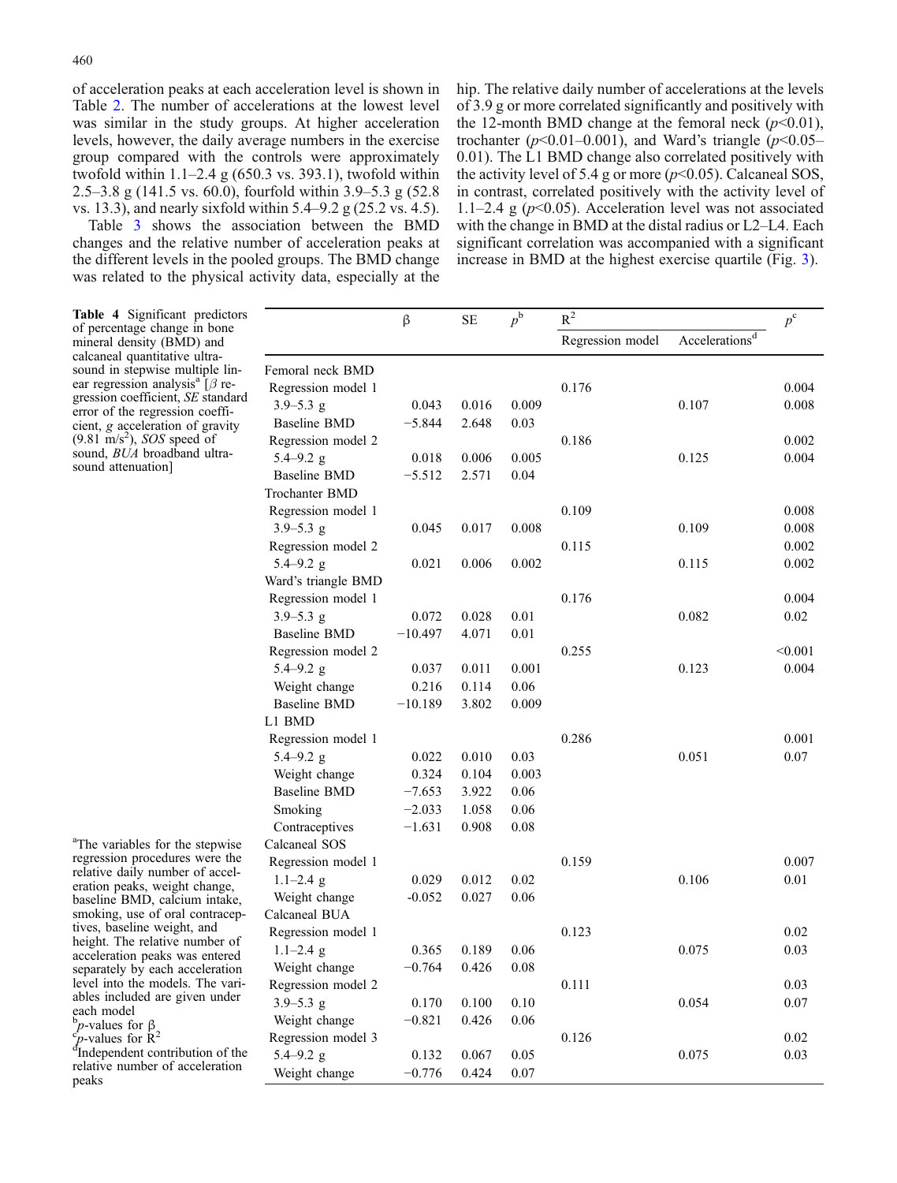of acceleration peaks at each acceleration level is shown in Table 2. The number of accelerations at the lowest level was similar in the study groups. At higher acceleration levels, however, the daily average numbers in the exercise group compared with the controls were approximately twofold within 1.1–2.4 g (650.3 vs. 393.1), twofold within 2.5–3.8 g (141.5 vs. 60.0), fourfold within 3.9–5.3 g (52.8 vs. 13.3), and nearly sixfold within 5.4–9.2 g (25.2 vs. 4.5).

Table 3 shows the association between the BMD changes and the relative number of acceleration peaks at the different levels in the pooled groups. The BMD change was related to the physical activity data, especially at the hip. The relative daily number of accelerations at the levels of 3.9 g or more correlated significantly and positively with the 12-month BMD change at the femoral neck ($p<0.01$), trochanter ($p<0.01$–0.001), and Ward's triangle ($p<0.05$–0.01). The L1 BMD change also correlated positively with the activity level of 5.4 g or more ($p<0.05$). Calcaneal SOS, in contrast, correlated positively with the activity level of 1.1–2.4 g ($p<0.05$). Acceleration level was not associated with the change in BMD at the distal radius or L2–L4. Each significant correlation was accompanied with a significant increase in BMD at the highest exercise quartile (Fig. 3).

**Table 4** Significant predictors of percentage change in bone mineral density (BMD) and calcaneal quantitative ultrasound in stepwise multiple linear regression analysis[a] [*β* regression coefficient, *SE* standard error of the regression coefficient, *g* acceleration of gravity (9.81 m/s$^2$), *SOS* speed of sound, *BUA* broadband ultrasound attenuation]

| | β | SE | $p$[b] | $R^2$ | | $p$[c] |
|---|---|---|---|---|---|---|
| | | | | Regression model | Accelerations[d] | |
| Femoral neck BMD | | | | | | |
| Regression model 1 | | | | 0.176 | | 0.004 |
| 3.9–5.3 g | 0.043 | 0.016 | 0.009 | | 0.107 | 0.008 |
| Baseline BMD | −5.844 | 2.648 | 0.03 | | | |
| Regression model 2 | | | | 0.186 | | 0.002 |
| 5.4–9.2 g | 0.018 | 0.006 | 0.005 | | 0.125 | 0.004 |
| Baseline BMD | −5.512 | 2.571 | 0.04 | | | |
| Trochanter BMD | | | | | | |
| Regression model 1 | | | | 0.109 | | 0.008 |
| 3.9–5.3 g | 0.045 | 0.017 | 0.008 | | 0.109 | 0.008 |
| Regression model 2 | | | | 0.115 | | 0.002 |
| 5.4–9.2 g | 0.021 | 0.006 | 0.002 | | 0.115 | 0.002 |
| Ward's triangle BMD | | | | | | |
| Regression model 1 | | | | 0.176 | | 0.004 |
| 3.9–5.3 g | 0.072 | 0.028 | 0.01 | | 0.082 | 0.02 |
| Baseline BMD | −10.497 | 4.071 | 0.01 | | | |
| Regression model 2 | | | | 0.255 | | <0.001 |
| 5.4–9.2 g | 0.037 | 0.011 | 0.001 | | 0.123 | 0.004 |
| Weight change | 0.216 | 0.114 | 0.06 | | | |
| Baseline BMD | −10.189 | 3.802 | 0.009 | | | |
| L1 BMD | | | | | | |
| Regression model 1 | | | | 0.286 | | 0.001 |
| 5.4–9.2 g | 0.022 | 0.010 | 0.03 | | 0.051 | 0.07 |
| Weight change | 0.324 | 0.104 | 0.003 | | | |
| Baseline BMD | −7.653 | 3.922 | 0.06 | | | |
| Smoking | −2.033 | 1.058 | 0.06 | | | |
| Contraceptives | −1.631 | 0.908 | 0.08 | | | |
| Calcaneal SOS | | | | | | |
| Regression model 1 | | | | 0.159 | | 0.007 |
| 1.1–2.4 g | 0.029 | 0.012 | 0.02 | | 0.106 | 0.01 |
| Weight change | -0.052 | 0.027 | 0.06 | | | |
| Calcaneal BUA | | | | | | |
| Regression model 1 | | | | 0.123 | | 0.02 |
| 1.1–2.4 g | 0.365 | 0.189 | 0.06 | | 0.075 | 0.03 |
| Weight change | −0.764 | 0.426 | 0.08 | | | |
| Regression model 2 | | | | 0.111 | | 0.03 |
| 3.9–5.3 g | 0.170 | 0.100 | 0.10 | | 0.054 | 0.07 |
| Weight change | −0.821 | 0.426 | 0.06 | | | |
| Regression model 3 | | | | 0.126 | | 0.02 |
| 5.4–9.2 g | 0.132 | 0.067 | 0.05 | | 0.075 | 0.03 |
| Weight change | −0.776 | 0.424 | 0.07 | | | |

[a]The variables for the stepwise regression procedures were the relative daily number of acceleration peaks, weight change, baseline BMD, calcium intake, smoking, use of oral contraceptives, baseline weight, and height. The relative number of acceleration peaks was entered separately by each acceleration level into the models. The variables included are given under each model

[b]$p$-values for β

[c]$p$-values for $R^2$

[d]Independent contribution of the relative number of acceleration peaks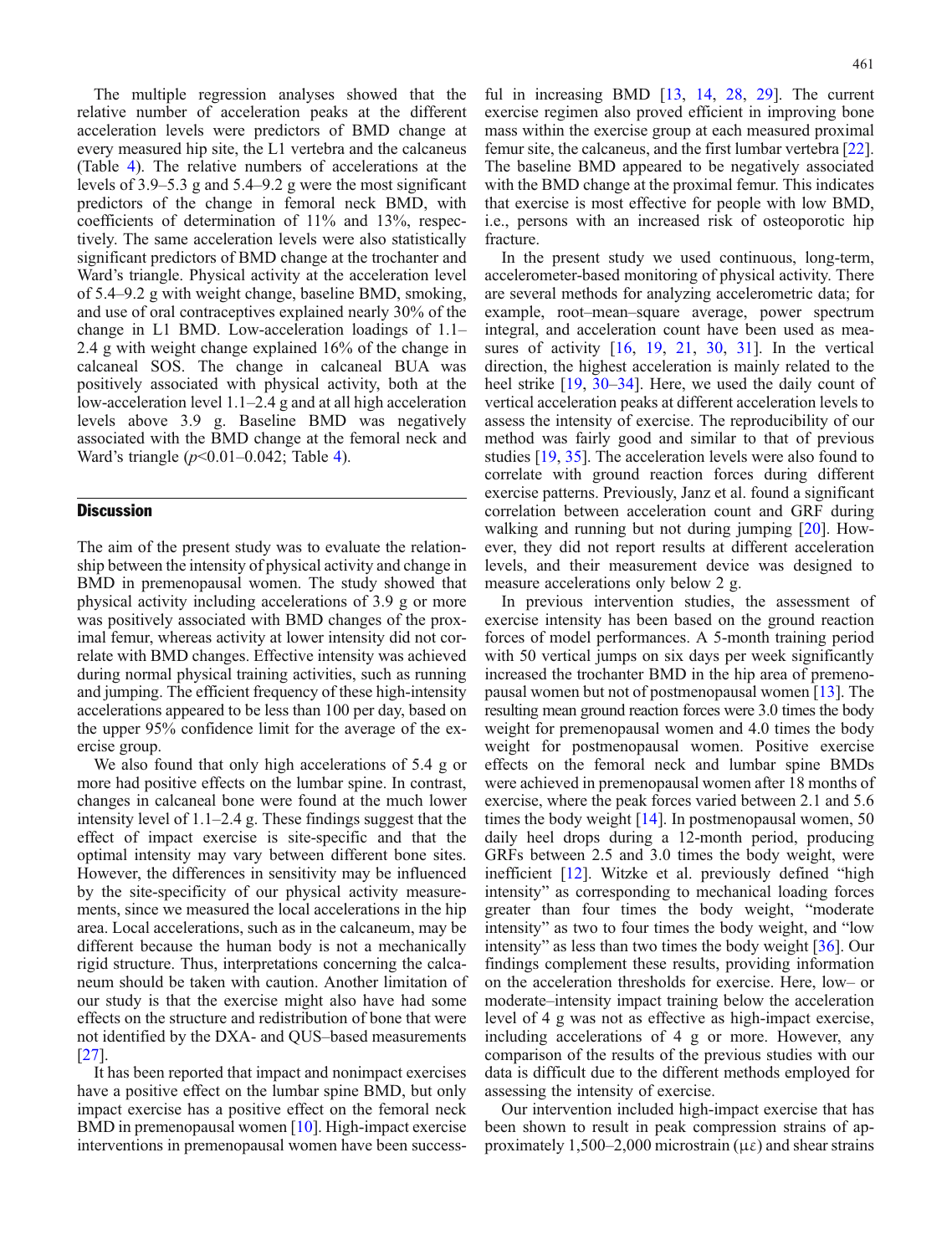The multiple regression analyses showed that the relative number of acceleration peaks at the different acceleration levels were predictors of BMD change at every measured hip site, the L1 vertebra and the calcaneus (Table 4). The relative numbers of accelerations at the levels of 3.9–5.3 g and 5.4–9.2 g were the most significant predictors of the change in femoral neck BMD, with coefficients of determination of 11% and 13%, respectively. The same acceleration levels were also statistically significant predictors of BMD change at the trochanter and Ward's triangle. Physical activity at the acceleration level of 5.4–9.2 g with weight change, baseline BMD, smoking, and use of oral contraceptives explained nearly 30% of the change in L1 BMD. Low-acceleration loadings of 1.1–2.4 g with weight change explained 16% of the change in calcaneal SOS. The change in calcaneal BUA was positively associated with physical activity, both at the low-acceleration level 1.1–2.4 g and at all high acceleration levels above 3.9 g. Baseline BMD was negatively associated with the BMD change at the femoral neck and Ward's triangle ($p$<0.01–0.042; Table 4).

## Discussion

The aim of the present study was to evaluate the relationship between the intensity of physical activity and change in BMD in premenopausal women. The study showed that physical activity including accelerations of 3.9 g or more was positively associated with BMD changes of the proximal femur, whereas activity at lower intensity did not correlate with BMD changes. Effective intensity was achieved during normal physical training activities, such as running and jumping. The efficient frequency of these high-intensity accelerations appeared to be less than 100 per day, based on the upper 95% confidence limit for the average of the exercise group.

We also found that only high accelerations of 5.4 g or more had positive effects on the lumbar spine. In contrast, changes in calcaneal bone were found at the much lower intensity level of 1.1–2.4 g. These findings suggest that the effect of impact exercise is site-specific and that the optimal intensity may vary between different bone sites. However, the differences in sensitivity may be influenced by the site-specificity of our physical activity measurements, since we measured the local accelerations in the hip area. Local accelerations, such as in the calcaneum, may be different because the human body is not a mechanically rigid structure. Thus, interpretations concerning the calcaneum should be taken with caution. Another limitation of our study is that the exercise might also have had some effects on the structure and redistribution of bone that were not identified by the DXA- and QUS–based measurements [27].

It has been reported that impact and nonimpact exercises have a positive effect on the lumbar spine BMD, but only impact exercise has a positive effect on the femoral neck BMD in premenopausal women [10]. High-impact exercise interventions in premenopausal women have been successful in increasing BMD [13, 14, 28, 29]. The current exercise regimen also proved efficient in improving bone mass within the exercise group at each measured proximal femur site, the calcaneus, and the first lumbar vertebra [22]. The baseline BMD appeared to be negatively associated with the BMD change at the proximal femur. This indicates that exercise is most effective for people with low BMD, i.e., persons with an increased risk of osteoporotic hip fracture.

In the present study we used continuous, long-term, accelerometer-based monitoring of physical activity. There are several methods for analyzing accelerometric data; for example, root–mean–square average, power spectrum integral, and acceleration count have been used as measures of activity [16, 19, 21, 30, 31]. In the vertical direction, the highest acceleration is mainly related to the heel strike [19, 30–34]. Here, we used the daily count of vertical acceleration peaks at different acceleration levels to assess the intensity of exercise. The reproducibility of our method was fairly good and similar to that of previous studies [19, 35]. The acceleration levels were also found to correlate with ground reaction forces during different exercise patterns. Previously, Janz et al. found a significant correlation between acceleration count and GRF during walking and running but not during jumping [20]. However, they did not report results at different acceleration levels, and their measurement device was designed to measure accelerations only below 2 g.

In previous intervention studies, the assessment of exercise intensity has been based on the ground reaction forces of model performances. A 5-month training period with 50 vertical jumps on six days per week significantly increased the trochanter BMD in the hip area of premenopausal women but not of postmenopausal women [13]. The resulting mean ground reaction forces were 3.0 times the body weight for premenopausal women and 4.0 times the body weight for postmenopausal women. Positive exercise effects on the femoral neck and lumbar spine BMDs were achieved in premenopausal women after 18 months of exercise, where the peak forces varied between 2.1 and 5.6 times the body weight [14]. In postmenopausal women, 50 daily heel drops during a 12-month period, producing GRFs between 2.5 and 3.0 times the body weight, were inefficient [12]. Witzke et al. previously defined "high intensity" as corresponding to mechanical loading forces greater than four times the body weight, "moderate intensity" as two to four times the body weight, and "low intensity" as less than two times the body weight [36]. Our findings complement these results, providing information on the acceleration thresholds for exercise. Here, low– or moderate–intensity impact training below the acceleration level of 4 g was not as effective as high-impact exercise, including accelerations of 4 g or more. However, any comparison of the results of the previous studies with our data is difficult due to the different methods employed for assessing the intensity of exercise.

Our intervention included high-impact exercise that has been shown to result in peak compression strains of approximately 1,500–2,000 microstrain ($\mu\varepsilon$) and shear strains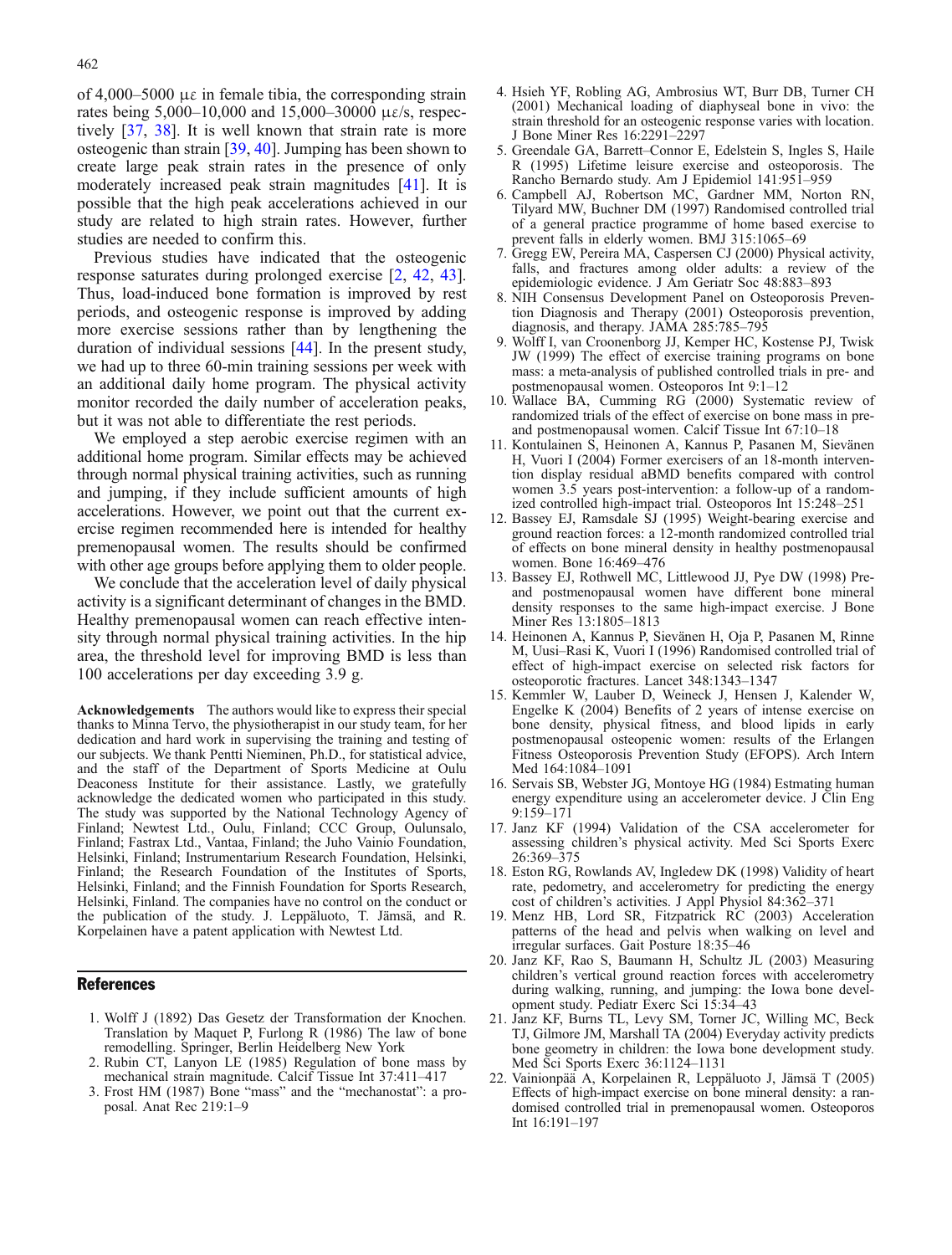of 4,000–5000 με in female tibia, the corresponding strain rates being 5,000–10,000 and 15,000–30000 με/s, respectively [37, 38]. It is well known that strain rate is more osteogenic than strain [39, 40]. Jumping has been shown to create large peak strain rates in the presence of only moderately increased peak strain magnitudes [41]. It is possible that the high peak accelerations achieved in our study are related to high strain rates. However, further studies are needed to confirm this.

Previous studies have indicated that the osteogenic response saturates during prolonged exercise [2, 42, 43]. Thus, load-induced bone formation is improved by rest periods, and osteogenic response is improved by adding more exercise sessions rather than by lengthening the duration of individual sessions [44]. In the present study, we had up to three 60-min training sessions per week with an additional daily home program. The physical activity monitor recorded the daily number of acceleration peaks, but it was not able to differentiate the rest periods.

We employed a step aerobic exercise regimen with an additional home program. Similar effects may be achieved through normal physical training activities, such as running and jumping, if they include sufficient amounts of high accelerations. However, we point out that the current exercise regimen recommended here is intended for healthy premenopausal women. The results should be confirmed with other age groups before applying them to older people.

We conclude that the acceleration level of daily physical activity is a significant determinant of changes in the BMD. Healthy premenopausal women can reach effective intensity through normal physical training activities. In the hip area, the threshold level for improving BMD is less than 100 accelerations per day exceeding 3.9 g.

**Acknowledgements** The authors would like to express their special thanks to Minna Tervo, the physiotherapist in our study team, for her dedication and hard work in supervising the training and testing of our subjects. We thank Pentti Nieminen, Ph.D., for statistical advice, and the staff of the Department of Sports Medicine at Oulu Deaconess Institute for their assistance. Lastly, we gratefully acknowledge the dedicated women who participated in this study. The study was supported by the National Technology Agency of Finland; Newtest Ltd., Oulu, Finland; CCC Group, Oulunsalo, Finland; Fastrax Ltd., Vantaa, Finland; the Juho Vainio Foundation, Helsinki, Finland; Instrumentarium Research Foundation, Helsinki, Finland; the Research Foundation of the Institutes of Sports, Helsinki, Finland; and the Finnish Foundation for Sports Research, Helsinki, Finland. The companies have no control on the conduct or the publication of the study. J. Leppäluoto, T. Jämsä, and R. Korpelainen have a patent application with Newtest Ltd.

## References

1. Wolff J (1892) Das Gesetz der Transformation der Knochen. Translation by Maquet P, Furlong R (1986) The law of bone remodelling. Springer, Berlin Heidelberg New York
2. Rubin CT, Lanyon LE (1985) Regulation of bone mass by mechanical strain magnitude. Calcif Tissue Int 37:411–417
3. Frost HM (1987) Bone "mass" and the "mechanostat": a proposal. Anat Rec 219:1–9
4. Hsieh YF, Robling AG, Ambrosius WT, Burr DB, Turner CH (2001) Mechanical loading of diaphyseal bone in vivo: the strain threshold for an osteogenic response varies with location. J Bone Miner Res 16:2291–2297
5. Greendale GA, Barrett–Connor E, Edelstein S, Ingles S, Haile R (1995) Lifetime leisure exercise and osteoporosis. The Rancho Bernardo study. Am J Epidemiol 141:951–959
6. Campbell AJ, Robertson MC, Gardner MM, Norton RN, Tilyard MW, Buchner DM (1997) Randomised controlled trial of a general practice programme of home based exercise to prevent falls in elderly women. BMJ 315:1065–69
7. Gregg EW, Pereira MA, Caspersen CJ (2000) Physical activity, falls, and fractures among older adults: a review of the epidemiologic evidence. J Am Geriatr Soc 48:883–893
8. NIH Consensus Development Panel on Osteoporosis Prevention Diagnosis and Therapy (2001) Osteoporosis prevention, diagnosis, and therapy. JAMA 285:785–795
9. Wolff I, van Croonenborg JJ, Kemper HC, Kostense PJ, Twisk JW (1999) The effect of exercise training programs on bone mass: a meta-analysis of published controlled trials in pre- and postmenopausal women. Osteoporos Int 9:1–12
10. Wallace BA, Cumming RG (2000) Systematic review of randomized trials of the effect of exercise on bone mass in pre- and postmenopausal women. Calcif Tissue Int 67:10–18
11. Kontulainen S, Heinonen A, Kannus P, Pasanen M, Sievänen H, Vuori I (2004) Former exercisers of an 18-month intervention display residual aBMD benefits compared with control women 3.5 years post-intervention: a follow-up of a randomized controlled high-impact trial. Osteoporos Int 15:248–251
12. Bassey EJ, Ramsdale SJ (1995) Weight-bearing exercise and ground reaction forces: a 12-month randomized controlled trial of effects on bone mineral density in healthy postmenopausal women. Bone 16:469–476
13. Bassey EJ, Rothwell MC, Littlewood JJ, Pye DW (1998) Pre- and postmenopausal women have different bone mineral density responses to the same high-impact exercise. J Bone Miner Res 13:1805–1813
14. Heinonen A, Kannus P, Sievänen H, Oja P, Pasanen M, Rinne M, Uusi–Rasi K, Vuori I (1996) Randomised controlled trial of effect of high-impact exercise on selected risk factors for osteoporotic fractures. Lancet 348:1343–1347
15. Kemmler W, Lauber D, Weineck J, Hensen J, Kalender W, Engelke K (2004) Benefits of 2 years of intense exercise on bone density, physical fitness, and blood lipids in early postmenopausal osteopenic women: results of the Erlangen Fitness Osteoporosis Prevention Study (EFOPS). Arch Intern Med 164:1084–1091
16. Servais SB, Webster JG, Montoye HG (1984) Estmating human energy expenditure using an accelerometer device. J Clin Eng 9:159–171
17. Janz KF (1994) Validation of the CSA accelerometer for assessing children's physical activity. Med Sci Sports Exerc 26:369–375
18. Eston RG, Rowlands AV, Ingledew DK (1998) Validity of heart rate, pedometry, and accelerometry for predicting the energy cost of children's activities. J Appl Physiol 84:362–371
19. Menz HB, Lord SR, Fitzpatrick RC (2003) Acceleration patterns of the head and pelvis when walking on level and irregular surfaces. Gait Posture 18:35–46
20. Janz KF, Rao S, Baumann H, Schultz JL (2003) Measuring children's vertical ground reaction forces with accelerometry during walking, running, and jumping: the Iowa bone development study. Pediatr Exerc Sci 15:34–43
21. Janz KF, Burns TL, Levy SM, Torner JC, Willing MC, Beck TJ, Gilmore JM, Marshall TA (2004) Everyday activity predicts bone geometry in children: the Iowa bone development study. Med Sci Sports Exerc 36:1124–1131
22. Vainionpää A, Korpelainen R, Leppäluoto J, Jämsä T (2005) Effects of high-impact exercise on bone mineral density: a randomised controlled trial in premenopausal women. Osteoporos Int 16:191–197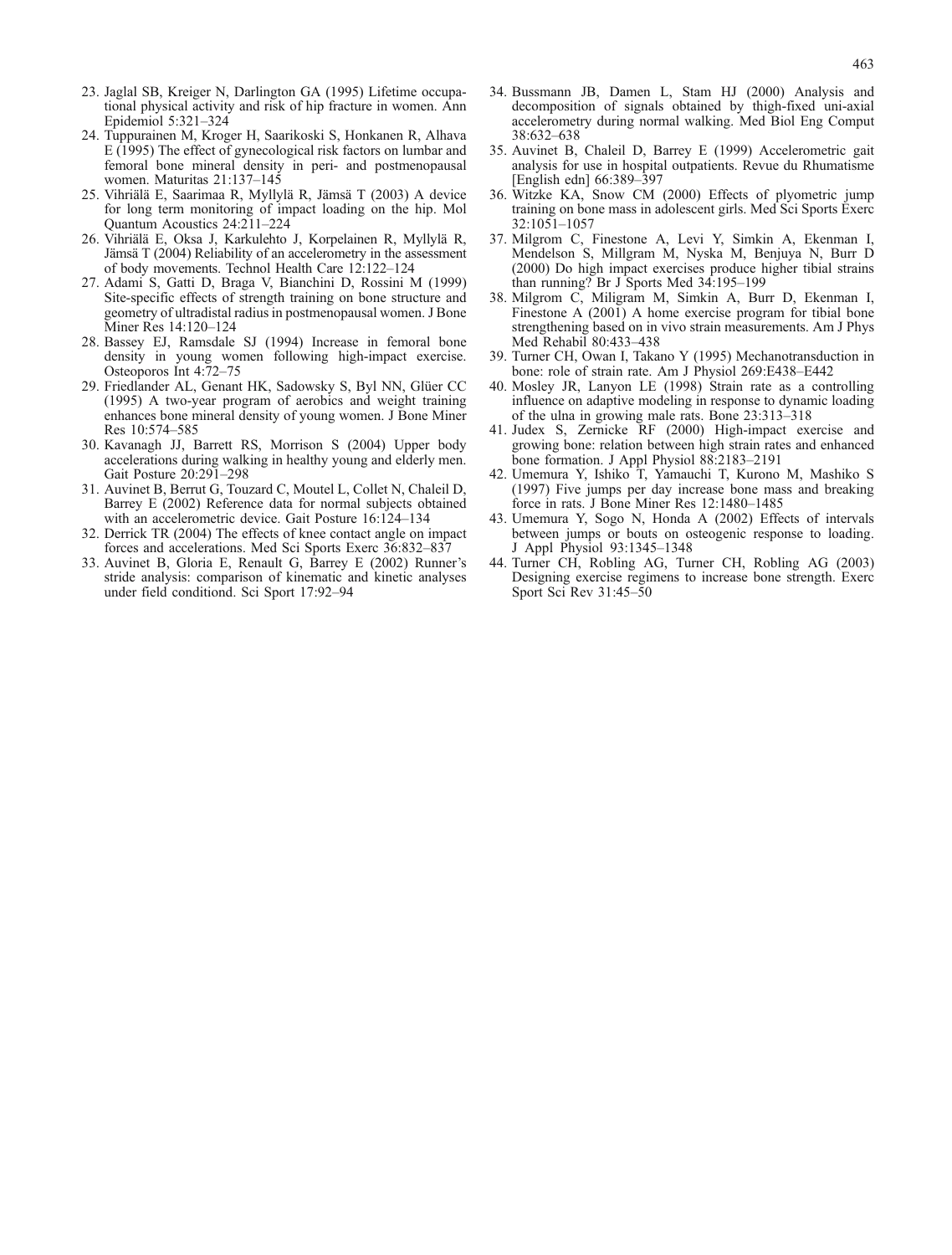23. Jaglal SB, Kreiger N, Darlington GA (1995) Lifetime occupational physical activity and risk of hip fracture in women. Ann Epidemiol 5:321–324
24. Tuppurainen M, Kroger H, Saarikoski S, Honkanen R, Alhava E (1995) The effect of gynecological risk factors on lumbar and femoral bone mineral density in peri- and postmenopausal women. Maturitas 21:137–145
25. Vihriälä E, Saarimaa R, Myllylä R, Jämsä T (2003) A device for long term monitoring of impact loading on the hip. Mol Quantum Acoustics 24:211–224
26. Vihriälä E, Oksa J, Karkulehto J, Korpelainen R, Myllylä R, Jämsä T (2004) Reliability of an accelerometry in the assessment of body movements. Technol Health Care 12:122–124
27. Adami S, Gatti D, Braga V, Bianchini D, Rossini M (1999) Site-specific effects of strength training on bone structure and geometry of ultradistal radius in postmenopausal women. J Bone Miner Res 14:120–124
28. Bassey EJ, Ramsdale SJ (1994) Increase in femoral bone density in young women following high-impact exercise. Osteoporos Int 4:72–75
29. Friedlander AL, Genant HK, Sadowsky S, Byl NN, Glüer CC (1995) A two-year program of aerobics and weight training enhances bone mineral density of young women. J Bone Miner Res 10:574–585
30. Kavanagh JJ, Barrett RS, Morrison S (2004) Upper body accelerations during walking in healthy young and elderly men. Gait Posture 20:291–298
31. Auvinet B, Berrut G, Touzard C, Moutel L, Collet N, Chaleil D, Barrey E (2002) Reference data for normal subjects obtained with an accelerometric device. Gait Posture 16:124–134
32. Derrick TR (2004) The effects of knee contact angle on impact forces and accelerations. Med Sci Sports Exerc 36:832–837
33. Auvinet B, Gloria E, Renault G, Barrey E (2002) Runner's stride analysis: comparison of kinematic and kinetic analyses under field conditiond. Sci Sport 17:92–94
34. Bussmann JB, Damen L, Stam HJ (2000) Analysis and decomposition of signals obtained by thigh-fixed uni-axial accelerometry during normal walking. Med Biol Eng Comput 38:632–638
35. Auvinet B, Chaleil D, Barrey E (1999) Accelerometric gait analysis for use in hospital outpatients. Revue du Rhumatisme [English edn] 66:389–397
36. Witzke KA, Snow CM (2000) Effects of plyometric jump training on bone mass in adolescent girls. Med Sci Sports Exerc 32:1051–1057
37. Milgrom C, Finestone A, Levi Y, Simkin A, Ekenman I, Mendelson S, Millgram M, Nyska M, Benjuya N, Burr D (2000) Do high impact exercises produce higher tibial strains than running? Br J Sports Med 34:195–199
38. Milgrom C, Miligram M, Simkin A, Burr D, Ekenman I, Finestone A (2001) A home exercise program for tibial bone strengthening based on in vivo strain measurements. Am J Phys Med Rehabil 80:433–438
39. Turner CH, Owan I, Takano Y (1995) Mechanotransduction in bone: role of strain rate. Am J Physiol 269:E438–E442
40. Mosley JR, Lanyon LE (1998) Strain rate as a controlling influence on adaptive modeling in response to dynamic loading of the ulna in growing male rats. Bone 23:313–318
41. Judex S, Zernicke RF (2000) High-impact exercise and growing bone: relation between high strain rates and enhanced bone formation. J Appl Physiol 88:2183–2191
42. Umemura Y, Ishiko T, Yamauchi T, Kurono M, Mashiko S (1997) Five jumps per day increase bone mass and breaking force in rats. J Bone Miner Res 12:1480–1485
43. Umemura Y, Sogo N, Honda A (2002) Effects of intervals between jumps or bouts on osteogenic response to loading. J Appl Physiol 93:1345–1348
44. Turner CH, Robling AG, Turner CH, Robling AG (2003) Designing exercise regimens to increase bone strength. Exerc Sport Sci Rev 31:45–50